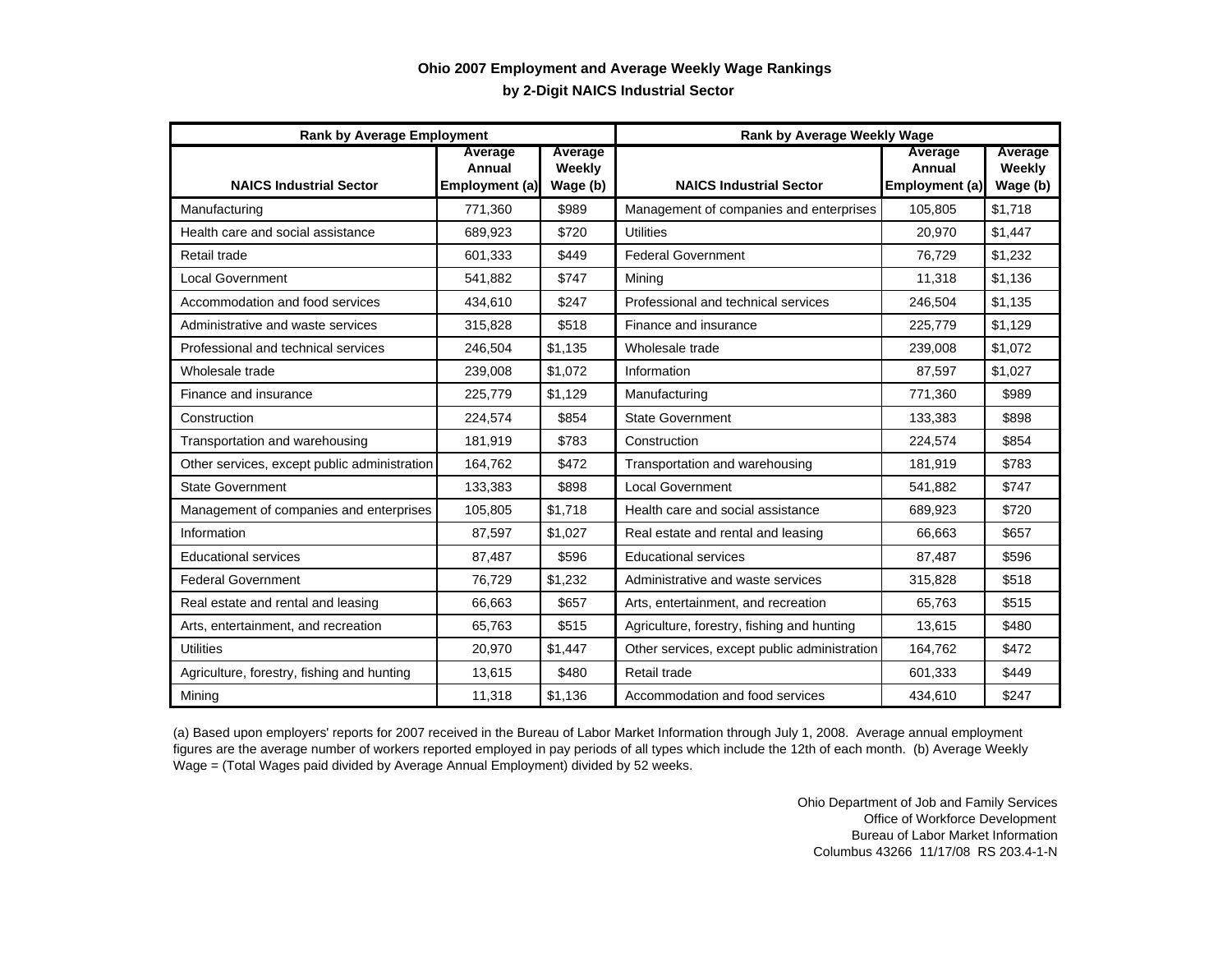**Ohio 2007 Employment and Average Weekly Wage Rankings**

**by 2-Digit NAICS Industrial Sector**

| Rank by Average Employment | | | Rank by Average Weekly Wage | | |
|---|---|---|---|---|---|
| **NAICS Industrial Sector** | **Average Annual Employment (a)** | **Average Weekly Wage (b)** | **NAICS Industrial Sector** | **Average Annual Employment (a)** | **Average Weekly Wage (b)** |
| Manufacturing | 771,360 | $989 | Management of companies and enterprises | 105,805 | $1,718 |
| Health care and social assistance | 689,923 | $720 | Utilities | 20,970 | $1,447 |
| Retail trade | 601,333 | $449 | Federal Government | 76,729 | $1,232 |
| Local Government | 541,882 | $747 | Mining | 11,318 | $1,136 |
| Accommodation and food services | 434,610 | $247 | Professional and technical services | 246,504 | $1,135 |
| Administrative and waste services | 315,828 | $518 | Finance and insurance | 225,779 | $1,129 |
| Professional and technical services | 246,504 | $1,135 | Wholesale trade | 239,008 | $1,072 |
| Wholesale trade | 239,008 | $1,072 | Information | 87,597 | $1,027 |
| Finance and insurance | 225,779 | $1,129 | Manufacturing | 771,360 | $989 |
| Construction | 224,574 | $854 | State Government | 133,383 | $898 |
| Transportation and warehousing | 181,919 | $783 | Construction | 224,574 | $854 |
| Other services, except public administration | 164,762 | $472 | Transportation and warehousing | 181,919 | $783 |
| State Government | 133,383 | $898 | Local Government | 541,882 | $747 |
| Management of companies and enterprises | 105,805 | $1,718 | Health care and social assistance | 689,923 | $720 |
| Information | 87,597 | $1,027 | Real estate and rental and leasing | 66,663 | $657 |
| Educational services | 87,487 | $596 | Educational services | 87,487 | $596 |
| Federal Government | 76,729 | $1,232 | Administrative and waste services | 315,828 | $518 |
| Real estate and rental and leasing | 66,663 | $657 | Arts, entertainment, and recreation | 65,763 | $515 |
| Arts, entertainment, and recreation | 65,763 | $515 | Agriculture, forestry, fishing and hunting | 13,615 | $480 |
| Utilities | 20,970 | $1,447 | Other services, except public administration | 164,762 | $472 |
| Agriculture, forestry, fishing and hunting | 13,615 | $480 | Retail trade | 601,333 | $449 |
| Mining | 11,318 | $1,136 | Accommodation and food services | 434,610 | $247 |

(a) Based upon employers' reports for 2007 received in the Bureau of Labor Market Information through July 1, 2008. Average annual employment figures are the average number of workers reported employed in pay periods of all types which include the 12th of each month. (b) Average Weekly Wage = (Total Wages paid divided by Average Annual Employment) divided by 52 weeks.

Ohio Department of Job and Family Services
Office of Workforce Development
Bureau of Labor Market Information
Columbus 43266 11/17/08 RS 203.4-1-N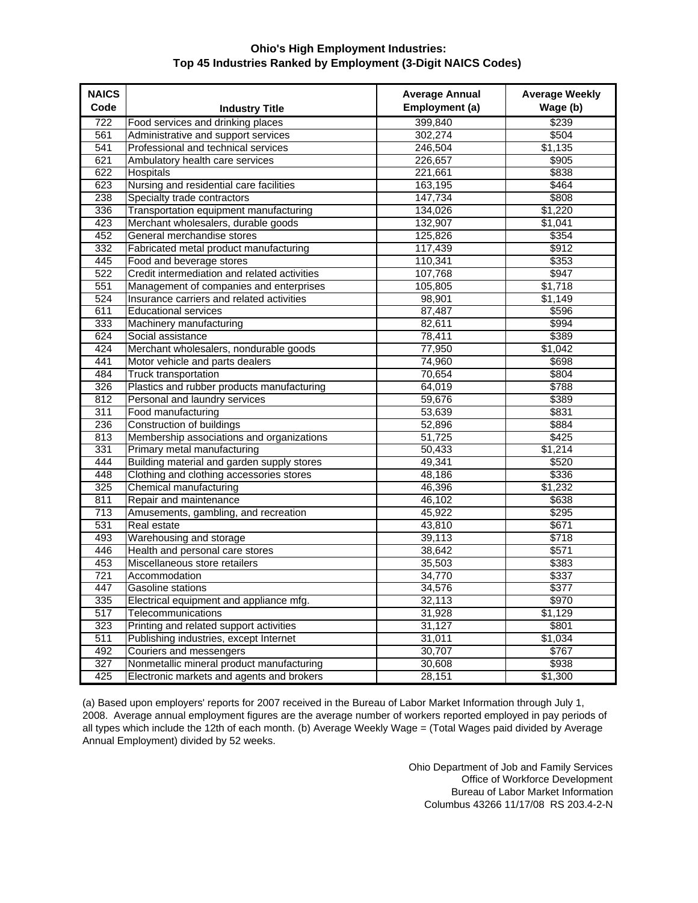# Ohio's High Employment Industries:
## Top 45 Industries Ranked by Employment (3-Digit NAICS Codes)

| NAICS Code | Industry Title | Average Annual Employment (a) | Average Weekly Wage (b) |
|---|---|---|---|
| 722 | Food services and drinking places | 399,840 | $239 |
| 561 | Administrative and support services | 302,274 | $504 |
| 541 | Professional and technical services | 246,504 | $1,135 |
| 621 | Ambulatory health care services | 226,657 | $905 |
| 622 | Hospitals | 221,661 | $838 |
| 623 | Nursing and residential care facilities | 163,195 | $464 |
| 238 | Specialty trade contractors | 147,734 | $808 |
| 336 | Transportation equipment manufacturing | 134,026 | $1,220 |
| 423 | Merchant wholesalers, durable goods | 132,907 | $1,041 |
| 452 | General merchandise stores | 125,826 | $354 |
| 332 | Fabricated metal product manufacturing | 117,439 | $912 |
| 445 | Food and beverage stores | 110,341 | $353 |
| 522 | Credit intermediation and related activities | 107,768 | $947 |
| 551 | Management of companies and enterprises | 105,805 | $1,718 |
| 524 | Insurance carriers and related activities | 98,901 | $1,149 |
| 611 | Educational services | 87,487 | $596 |
| 333 | Machinery manufacturing | 82,611 | $994 |
| 624 | Social assistance | 78,411 | $389 |
| 424 | Merchant wholesalers, nondurable goods | 77,950 | $1,042 |
| 441 | Motor vehicle and parts dealers | 74,960 | $698 |
| 484 | Truck transportation | 70,654 | $804 |
| 326 | Plastics and rubber products manufacturing | 64,019 | $788 |
| 812 | Personal and laundry services | 59,676 | $389 |
| 311 | Food manufacturing | 53,639 | $831 |
| 236 | Construction of buildings | 52,896 | $884 |
| 813 | Membership associations and organizations | 51,725 | $425 |
| 331 | Primary metal manufacturing | 50,433 | $1,214 |
| 444 | Building material and garden supply stores | 49,341 | $520 |
| 448 | Clothing and clothing accessories stores | 48,186 | $336 |
| 325 | Chemical manufacturing | 46,396 | $1,232 |
| 811 | Repair and maintenance | 46,102 | $638 |
| 713 | Amusements, gambling, and recreation | 45,922 | $295 |
| 531 | Real estate | 43,810 | $671 |
| 493 | Warehousing and storage | 39,113 | $718 |
| 446 | Health and personal care stores | 38,642 | $571 |
| 453 | Miscellaneous store retailers | 35,503 | $383 |
| 721 | Accommodation | 34,770 | $337 |
| 447 | Gasoline stations | 34,576 | $377 |
| 335 | Electrical equipment and appliance mfg. | 32,113 | $970 |
| 517 | Telecommunications | 31,928 | $1,129 |
| 323 | Printing and related support activities | 31,127 | $801 |
| 511 | Publishing industries, except Internet | 31,011 | $1,034 |
| 492 | Couriers and messengers | 30,707 | $767 |
| 327 | Nonmetallic mineral product manufacturing | 30,608 | $938 |
| 425 | Electronic markets and agents and brokers | 28,151 | $1,300 |

(a) Based upon employers' reports for 2007 received in the Bureau of Labor Market Information through July 1, 2008. Average annual employment figures are the average number of workers reported employed in pay periods of all types which include the 12th of each month. (b) Average Weekly Wage = (Total Wages paid divided by Average Annual Employment) divided by 52 weeks.

Ohio Department of Job and Family Services
Office of Workforce Development
Bureau of Labor Market Information
Columbus 43266 11/17/08 RS 203.4-2-N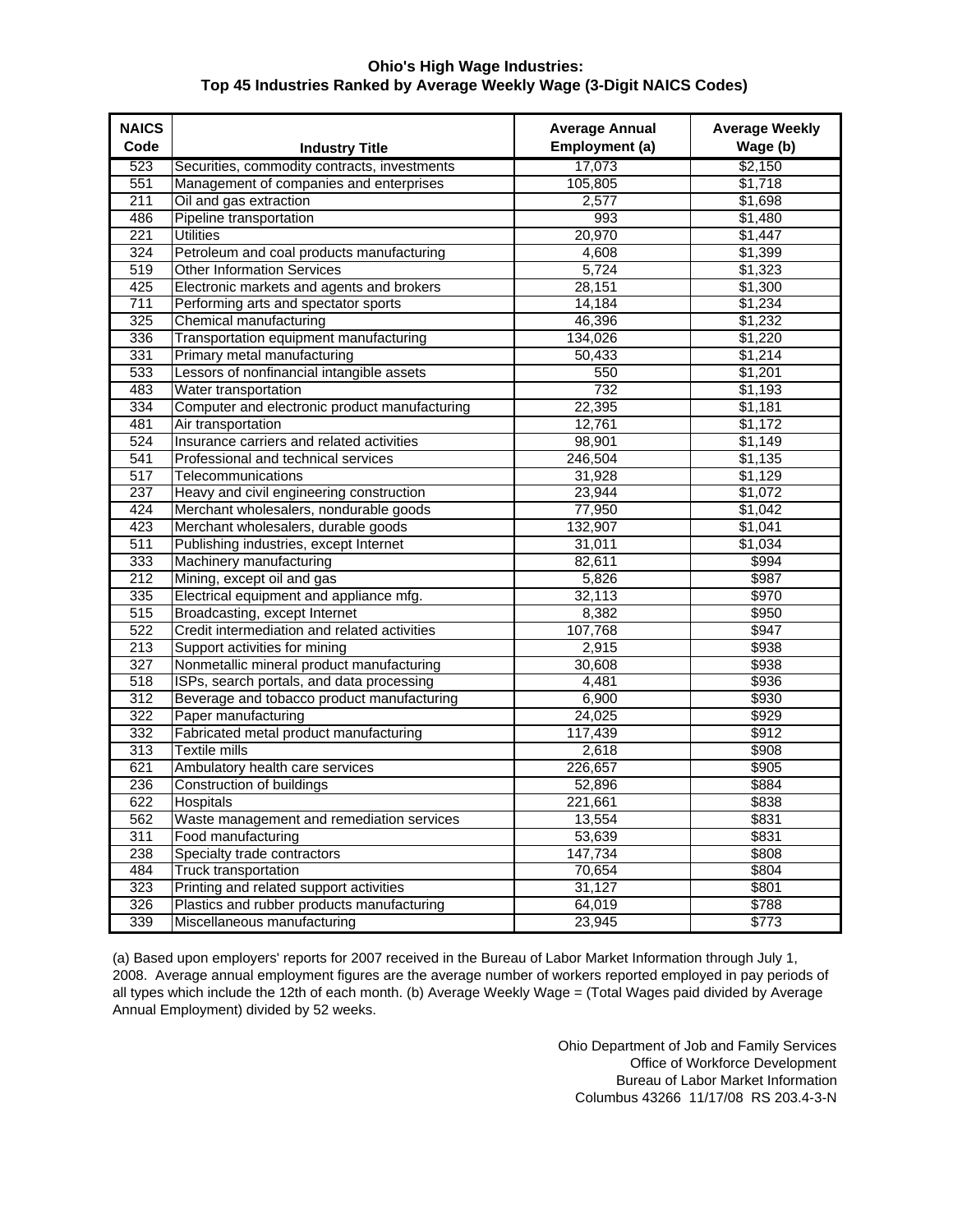# Ohio's High Wage Industries:
## Top 45 Industries Ranked by Average Weekly Wage (3-Digit NAICS Codes)

| NAICS Code | Industry Title | Average Annual Employment (a) | Average Weekly Wage (b) |
|---|---|---|---|
| 523 | Securities, commodity contracts, investments | 17,073 | $2,150 |
| 551 | Management of companies and enterprises | 105,805 | $1,718 |
| 211 | Oil and gas extraction | 2,577 | $1,698 |
| 486 | Pipeline transportation | 993 | $1,480 |
| 221 | Utilities | 20,970 | $1,447 |
| 324 | Petroleum and coal products manufacturing | 4,608 | $1,399 |
| 519 | Other Information Services | 5,724 | $1,323 |
| 425 | Electronic markets and agents and brokers | 28,151 | $1,300 |
| 711 | Performing arts and spectator sports | 14,184 | $1,234 |
| 325 | Chemical manufacturing | 46,396 | $1,232 |
| 336 | Transportation equipment manufacturing | 134,026 | $1,220 |
| 331 | Primary metal manufacturing | 50,433 | $1,214 |
| 533 | Lessors of nonfinancial intangible assets | 550 | $1,201 |
| 483 | Water transportation | 732 | $1,193 |
| 334 | Computer and electronic product manufacturing | 22,395 | $1,181 |
| 481 | Air transportation | 12,761 | $1,172 |
| 524 | Insurance carriers and related activities | 98,901 | $1,149 |
| 541 | Professional and technical services | 246,504 | $1,135 |
| 517 | Telecommunications | 31,928 | $1,129 |
| 237 | Heavy and civil engineering construction | 23,944 | $1,072 |
| 424 | Merchant wholesalers, nondurable goods | 77,950 | $1,042 |
| 423 | Merchant wholesalers, durable goods | 132,907 | $1,041 |
| 511 | Publishing industries, except Internet | 31,011 | $1,034 |
| 333 | Machinery manufacturing | 82,611 | $994 |
| 212 | Mining, except oil and gas | 5,826 | $987 |
| 335 | Electrical equipment and appliance mfg. | 32,113 | $970 |
| 515 | Broadcasting, except Internet | 8,382 | $950 |
| 522 | Credit intermediation and related activities | 107,768 | $947 |
| 213 | Support activities for mining | 2,915 | $938 |
| 327 | Nonmetallic mineral product manufacturing | 30,608 | $938 |
| 518 | ISPs, search portals, and data processing | 4,481 | $936 |
| 312 | Beverage and tobacco product manufacturing | 6,900 | $930 |
| 322 | Paper manufacturing | 24,025 | $929 |
| 332 | Fabricated metal product manufacturing | 117,439 | $912 |
| 313 | Textile mills | 2,618 | $908 |
| 621 | Ambulatory health care services | 226,657 | $905 |
| 236 | Construction of buildings | 52,896 | $884 |
| 622 | Hospitals | 221,661 | $838 |
| 562 | Waste management and remediation services | 13,554 | $831 |
| 311 | Food manufacturing | 53,639 | $831 |
| 238 | Specialty trade contractors | 147,734 | $808 |
| 484 | Truck transportation | 70,654 | $804 |
| 323 | Printing and related support activities | 31,127 | $801 |
| 326 | Plastics and rubber products manufacturing | 64,019 | $788 |
| 339 | Miscellaneous manufacturing | 23,945 | $773 |

(a) Based upon employers' reports for 2007 received in the Bureau of Labor Market Information through July 1, 2008. Average annual employment figures are the average number of workers reported employed in pay periods of all types which include the 12th of each month. (b) Average Weekly Wage = (Total Wages paid divided by Average Annual Employment) divided by 52 weeks.

Ohio Department of Job and Family Services
Office of Workforce Development
Bureau of Labor Market Information
Columbus 43266 11/17/08 RS 203.4-3-N